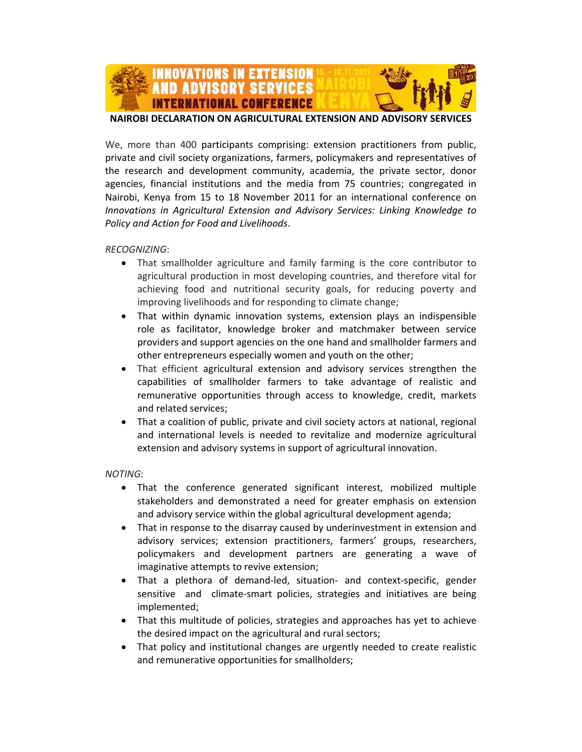INNOVATIONS IN EXTENSION AND ADVISORY SERVICES INTERNATIONAL CONFERENCE 15.-18.11.2011 NAIROBI KENYA

# NAIROBI DECLARATION ON AGRICULTURAL EXTENSION AND ADVISORY SERVICES

We, more than 400 participants comprising: extension practitioners from public, private and civil society organizations, farmers, policymakers and representatives of the research and development community, academia, the private sector, donor agencies, financial institutions and the media from 75 countries; congregated in Nairobi, Kenya from 15 to 18 November 2011 for an international conference on *Innovations in Agricultural Extension and Advisory Services: Linking Knowledge to Policy and Action for Food and Livelihoods*.

*RECOGNIZING*:

- That smallholder agriculture and family farming is the core contributor to agricultural production in most developing countries, and therefore vital for achieving food and nutritional security goals, for reducing poverty and improving livelihoods and for responding to climate change;
- That within dynamic innovation systems, extension plays an indispensible role as facilitator, knowledge broker and matchmaker between service providers and support agencies on the one hand and smallholder farmers and other entrepreneurs especially women and youth on the other;
- That efficient agricultural extension and advisory services strengthen the capabilities of smallholder farmers to take advantage of realistic and remunerative opportunities through access to knowledge, credit, markets and related services;
- That a coalition of public, private and civil society actors at national, regional and international levels is needed to revitalize and modernize agricultural extension and advisory systems in support of agricultural innovation.

*NOTING*:

- That the conference generated significant interest, mobilized multiple stakeholders and demonstrated a need for greater emphasis on extension and advisory service within the global agricultural development agenda;
- That in response to the disarray caused by underinvestment in extension and advisory services; extension practitioners, farmers' groups, researchers, policymakers and development partners are generating a wave of imaginative attempts to revive extension;
- That a plethora of demand-led, situation- and context-specific, gender sensitive and climate-smart policies, strategies and initiatives are being implemented;
- That this multitude of policies, strategies and approaches has yet to achieve the desired impact on the agricultural and rural sectors;
- That policy and institutional changes are urgently needed to create realistic and remunerative opportunities for smallholders;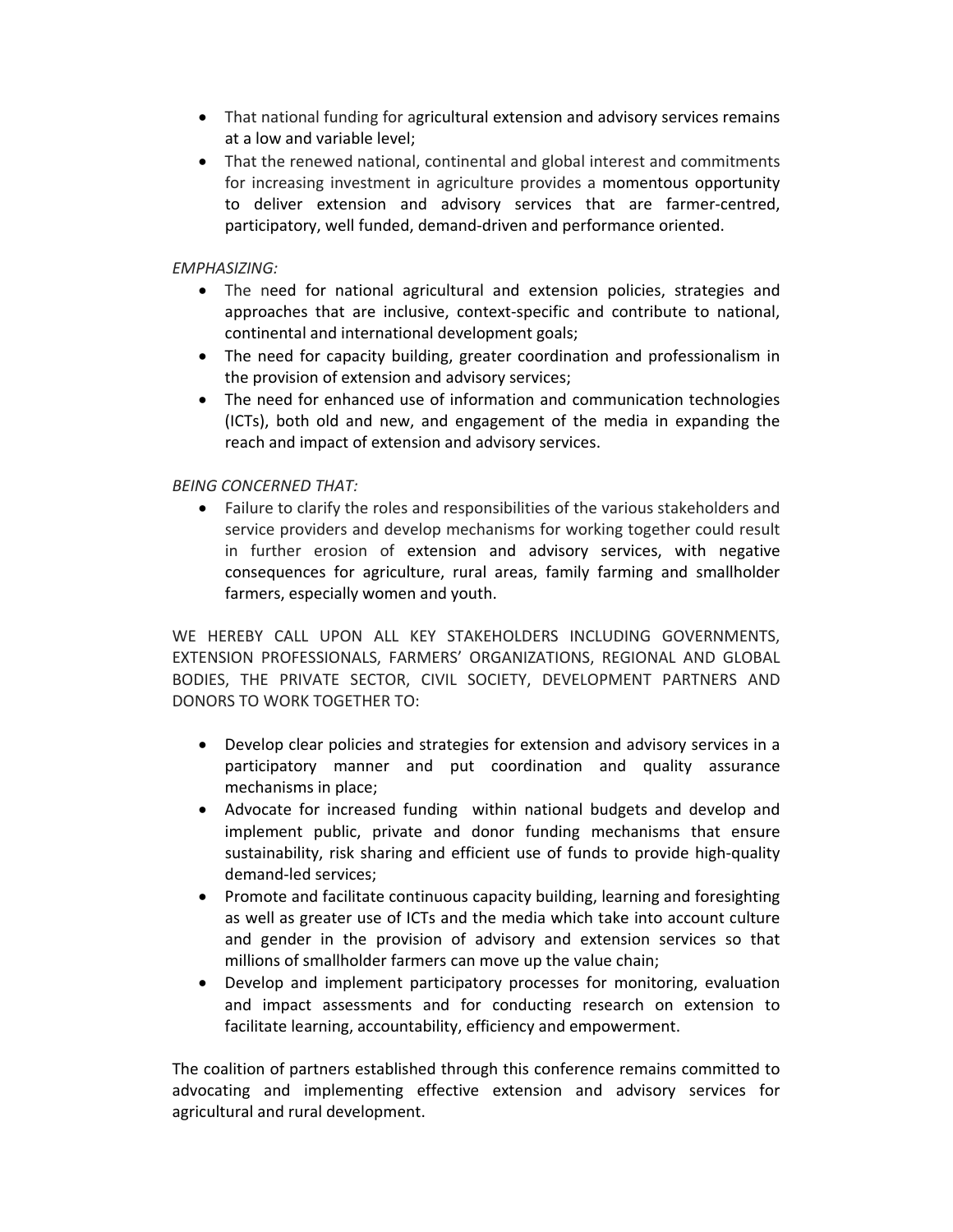- That national funding for agricultural extension and advisory services remains at a low and variable level;
- That the renewed national, continental and global interest and commitments for increasing investment in agriculture provides a momentous opportunity to deliver extension and advisory services that are farmer-centred, participatory, well funded, demand-driven and performance oriented.

*EMPHASIZING:*

- The need for national agricultural and extension policies, strategies and approaches that are inclusive, context-specific and contribute to national, continental and international development goals;
- The need for capacity building, greater coordination and professionalism in the provision of extension and advisory services;
- The need for enhanced use of information and communication technologies (ICTs), both old and new, and engagement of the media in expanding the reach and impact of extension and advisory services.

*BEING CONCERNED THAT:*

- Failure to clarify the roles and responsibilities of the various stakeholders and service providers and develop mechanisms for working together could result in further erosion of extension and advisory services, with negative consequences for agriculture, rural areas, family farming and smallholder farmers, especially women and youth.

WE HEREBY CALL UPON ALL KEY STAKEHOLDERS INCLUDING GOVERNMENTS, EXTENSION PROFESSIONALS, FARMERS' ORGANIZATIONS, REGIONAL AND GLOBAL BODIES, THE PRIVATE SECTOR, CIVIL SOCIETY, DEVELOPMENT PARTNERS AND DONORS TO WORK TOGETHER TO:

- Develop clear policies and strategies for extension and advisory services in a participatory manner and put coordination and quality assurance mechanisms in place;
- Advocate for increased funding within national budgets and develop and implement public, private and donor funding mechanisms that ensure sustainability, risk sharing and efficient use of funds to provide high-quality demand-led services;
- Promote and facilitate continuous capacity building, learning and foresighting as well as greater use of ICTs and the media which take into account culture and gender in the provision of advisory and extension services so that millions of smallholder farmers can move up the value chain;
- Develop and implement participatory processes for monitoring, evaluation and impact assessments and for conducting research on extension to facilitate learning, accountability, efficiency and empowerment.

The coalition of partners established through this conference remains committed to advocating and implementing effective extension and advisory services for agricultural and rural development.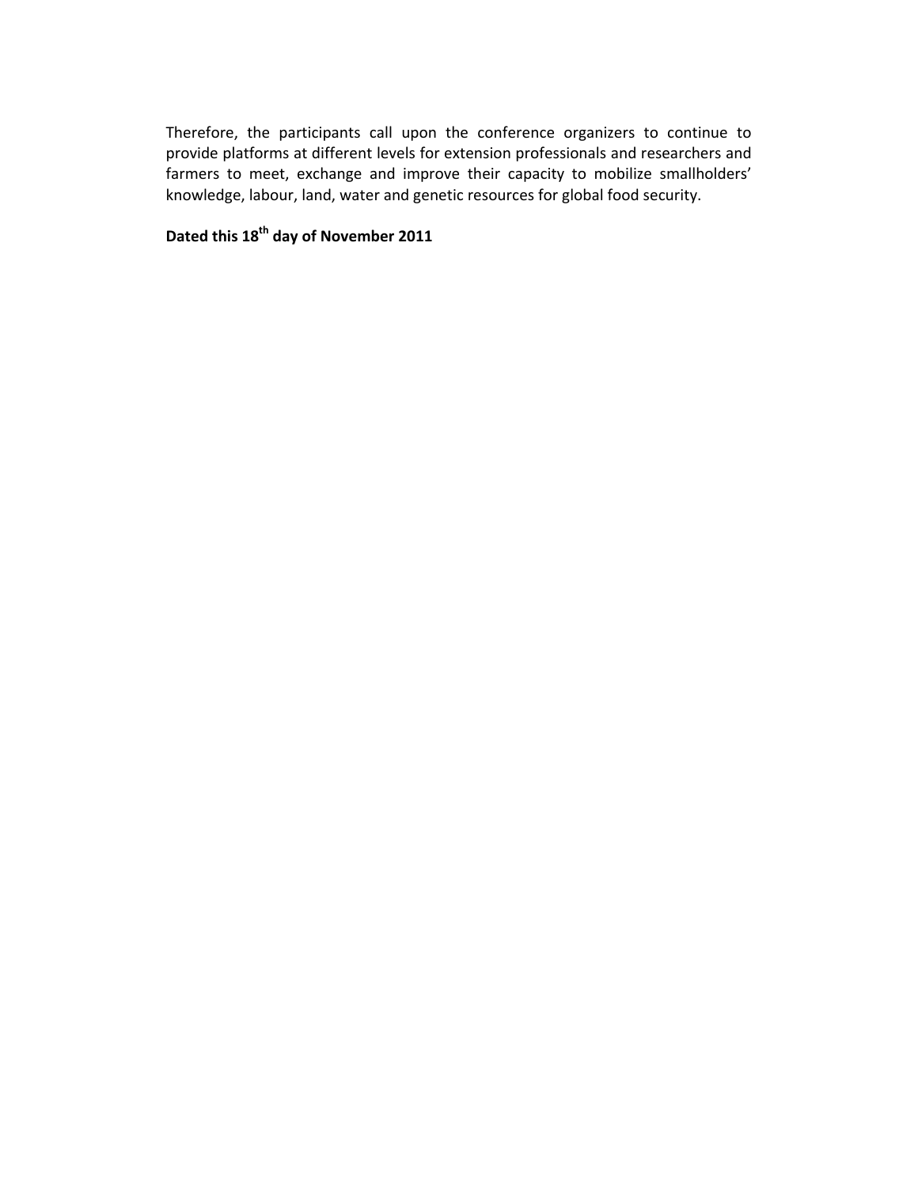Therefore, the participants call upon the conference organizers to continue to provide platforms at different levels for extension professionals and researchers and farmers to meet, exchange and improve their capacity to mobilize smallholders' knowledge, labour, land, water and genetic resources for global food security.

**Dated this 18th day of November 2011**